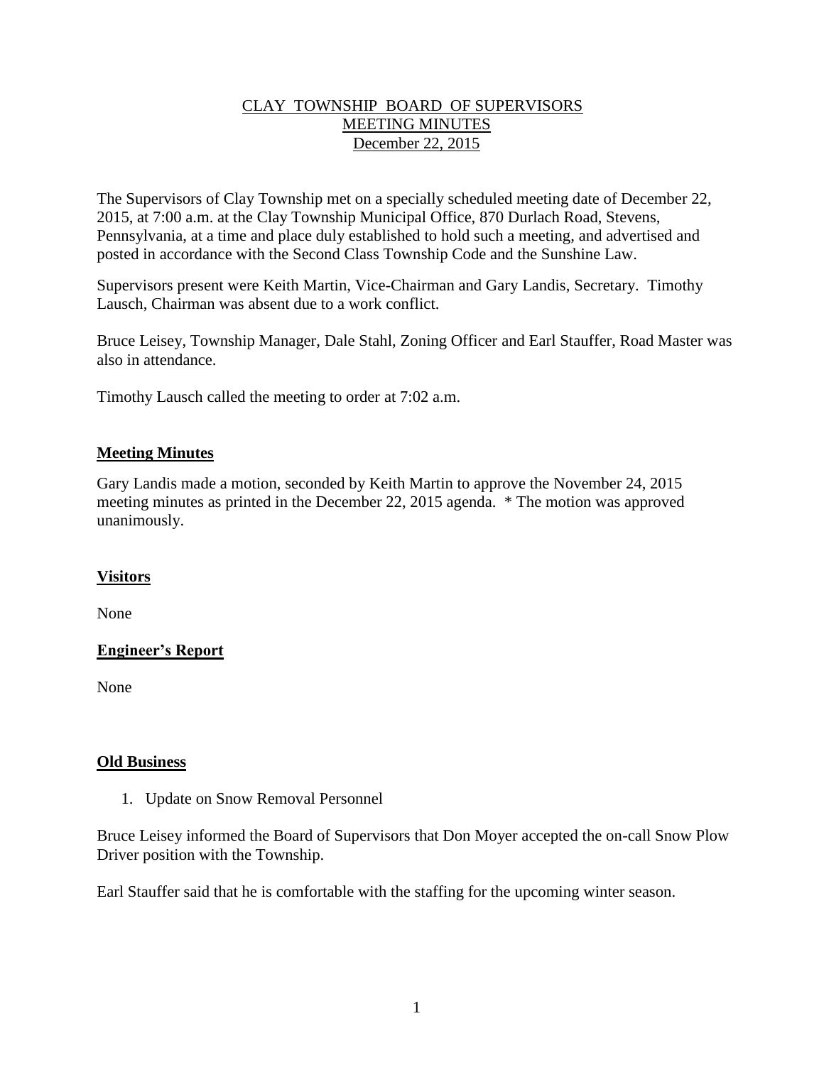# CLAY TOWNSHIP BOARD OF SUPERVISORS
## MEETING MINUTES
### December 22, 2015

The Supervisors of Clay Township met on a specially scheduled meeting date of December 22, 2015, at 7:00 a.m. at the Clay Township Municipal Office, 870 Durlach Road, Stevens, Pennsylvania, at a time and place duly established to hold such a meeting, and advertised and posted in accordance with the Second Class Township Code and the Sunshine Law.

Supervisors present were Keith Martin, Vice-Chairman and Gary Landis, Secretary. Timothy Lausch, Chairman was absent due to a work conflict.

Bruce Leisey, Township Manager, Dale Stahl, Zoning Officer and Earl Stauffer, Road Master was also in attendance.

Timothy Lausch called the meeting to order at 7:02 a.m.

**Meeting Minutes**

Gary Landis made a motion, seconded by Keith Martin to approve the November 24, 2015 meeting minutes as printed in the December 22, 2015 agenda. * The motion was approved unanimously.

**Visitors**

None

**Engineer's Report**

None

**Old Business**

1. Update on Snow Removal Personnel

Bruce Leisey informed the Board of Supervisors that Don Moyer accepted the on-call Snow Plow Driver position with the Township.

Earl Stauffer said that he is comfortable with the staffing for the upcoming winter season.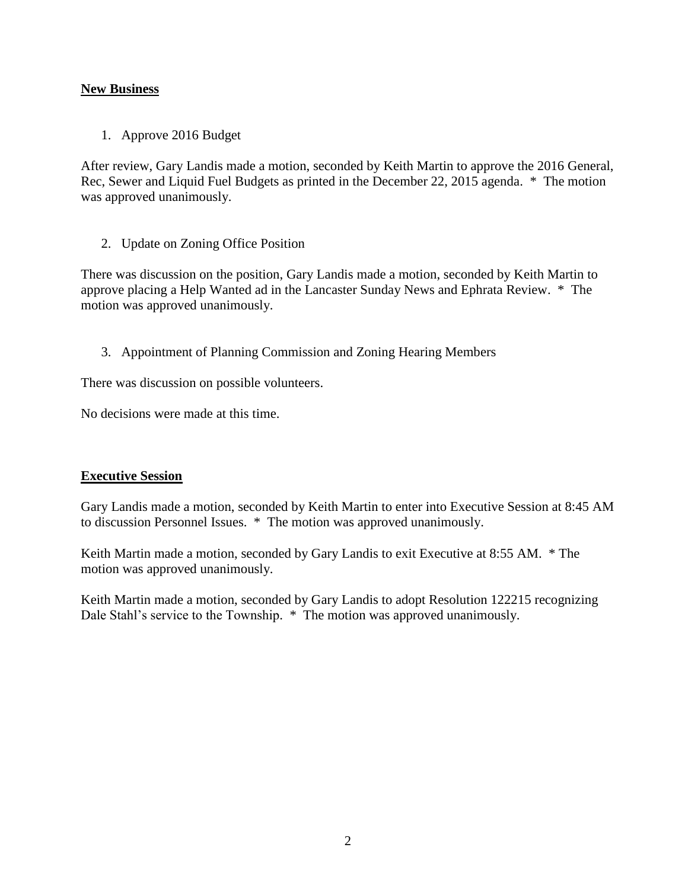## New Business

1. Approve 2016 Budget

After review, Gary Landis made a motion, seconded by Keith Martin to approve the 2016 General, Rec, Sewer and Liquid Fuel Budgets as printed in the December 22, 2015 agenda. * The motion was approved unanimously.

2. Update on Zoning Office Position

There was discussion on the position, Gary Landis made a motion, seconded by Keith Martin to approve placing a Help Wanted ad in the Lancaster Sunday News and Ephrata Review. * The motion was approved unanimously.

3. Appointment of Planning Commission and Zoning Hearing Members

There was discussion on possible volunteers.

No decisions were made at this time.

## Executive Session

Gary Landis made a motion, seconded by Keith Martin to enter into Executive Session at 8:45 AM to discussion Personnel Issues. * The motion was approved unanimously.

Keith Martin made a motion, seconded by Gary Landis to exit Executive at 8:55 AM. * The motion was approved unanimously.

Keith Martin made a motion, seconded by Gary Landis to adopt Resolution 122215 recognizing Dale Stahl's service to the Township. * The motion was approved unanimously.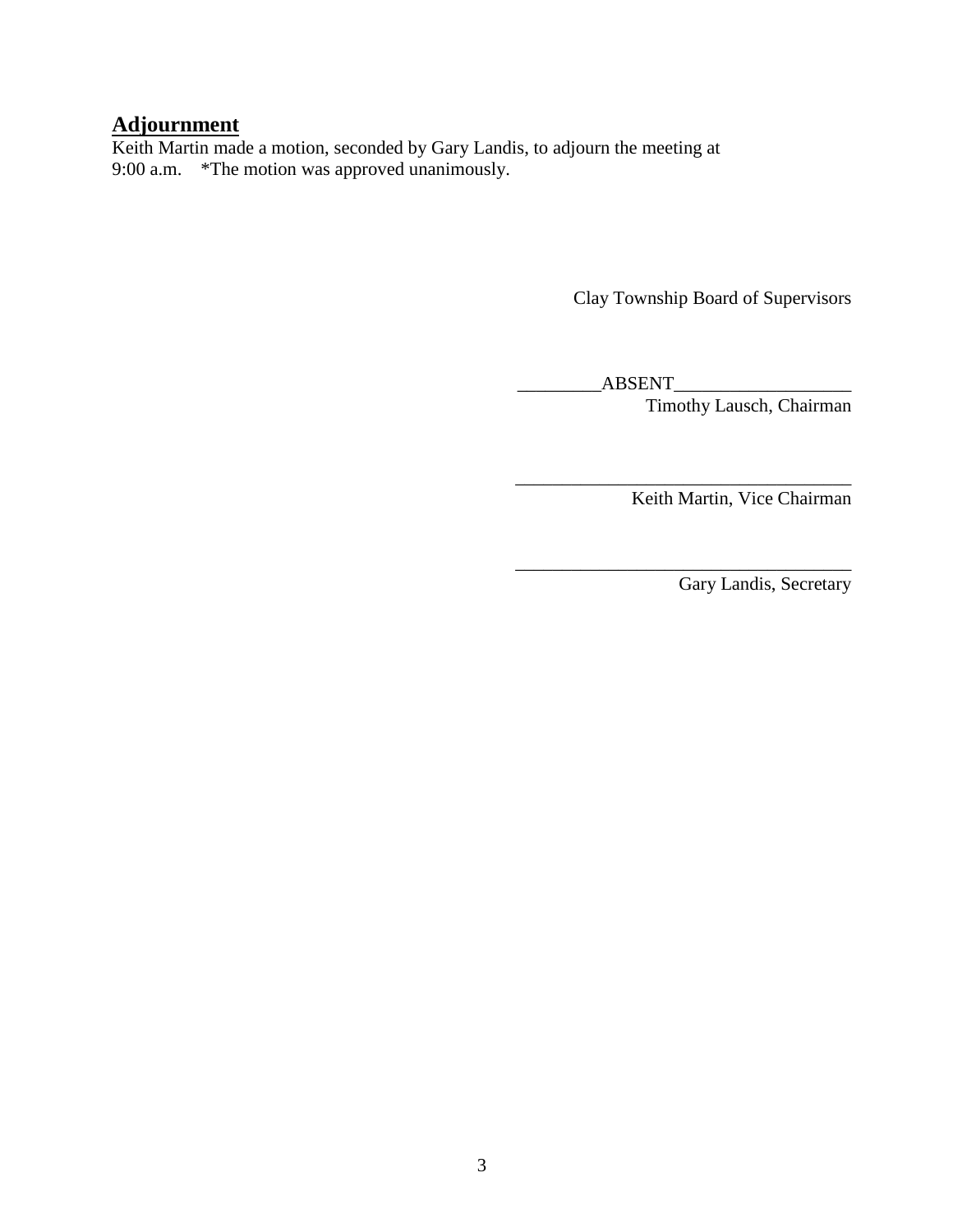## **Adjournment**

Keith Martin made a motion, seconded by Gary Landis, to adjourn the meeting at 9:00 a.m. *The motion was approved unanimously.

Clay Township Board of Supervisors

_________ABSENT__________________
Timothy Lausch, Chairman

_____________________________________
Keith Martin, Vice Chairman

_____________________________________
Gary Landis, Secretary